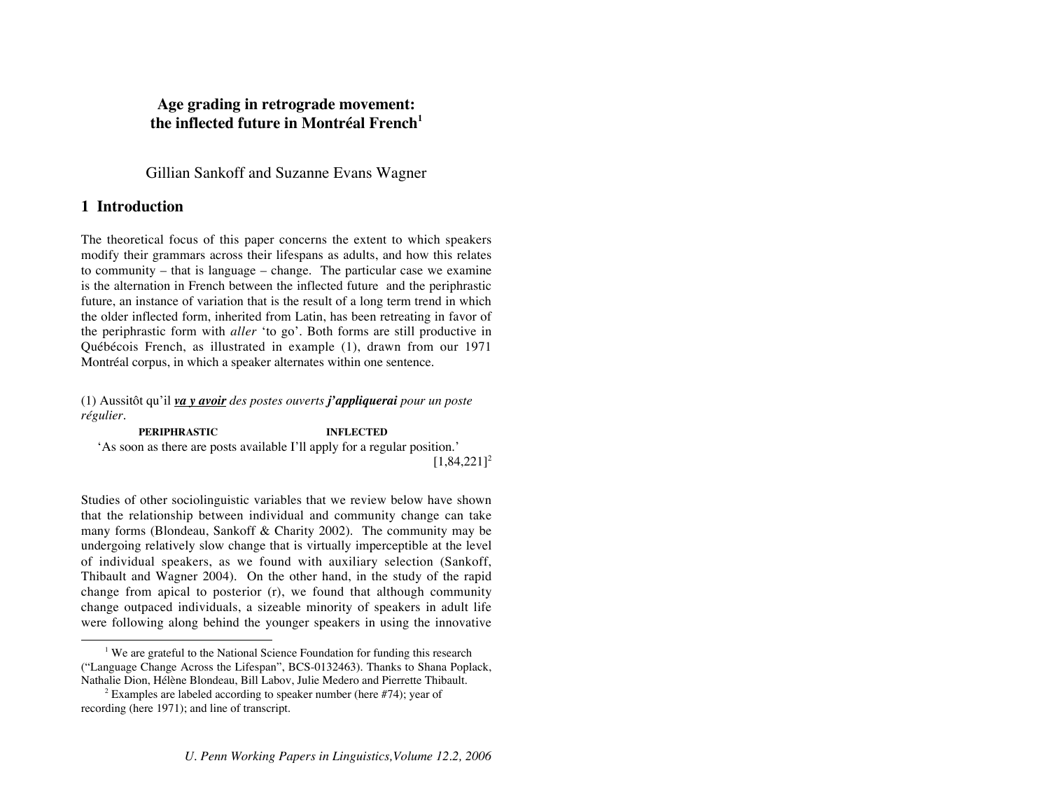# Age grading in retrograde movement: the inflected future in Montréal French[1]

Gillian Sankoff and Suzanne Evans Wagner

## 1 Introduction

The theoretical focus of this paper concerns the extent to which speakers modify their grammars across their lifespans as adults, and how this relates to community – that is language – change. The particular case we examine is the alternation in French between the inflected future and the periphrastic future, an instance of variation that is the result of a long term trend in which the older inflected form, inherited from Latin, has been retreating in favor of the periphrastic form with *aller* 'to go'. Both forms are still productive in Québécois French, as illustrated in example (1), drawn from our 1971 Montréal corpus, in which a speaker alternates within one sentence.

(1) Aussitôt qu'il ***va y avoir*** *des postes ouverts* ***j'appliquerai*** *pour un poste régulier*.

**PERIPHRASTIC** **INFLECTED**

'As soon as there are posts available I'll apply for a regular position.'

[1,84,221][2]

Studies of other sociolinguistic variables that we review below have shown that the relationship between individual and community change can take many forms (Blondeau, Sankoff & Charity 2002). The community may be undergoing relatively slow change that is virtually imperceptible at the level of individual speakers, as we found with auxiliary selection (Sankoff, Thibault and Wagner 2004). On the other hand, in the study of the rapid change from apical to posterior (r), we found that although community change outpaced individuals, a sizeable minority of speakers in adult life were following along behind the younger speakers in using the innovative

---

[1] We are grateful to the National Science Foundation for funding this research ("Language Change Across the Lifespan", BCS-0132463). Thanks to Shana Poplack, Nathalie Dion, Hélène Blondeau, Bill Labov, Julie Medero and Pierrette Thibault.

[2] Examples are labeled according to speaker number (here #74); year of recording (here 1971); and line of transcript.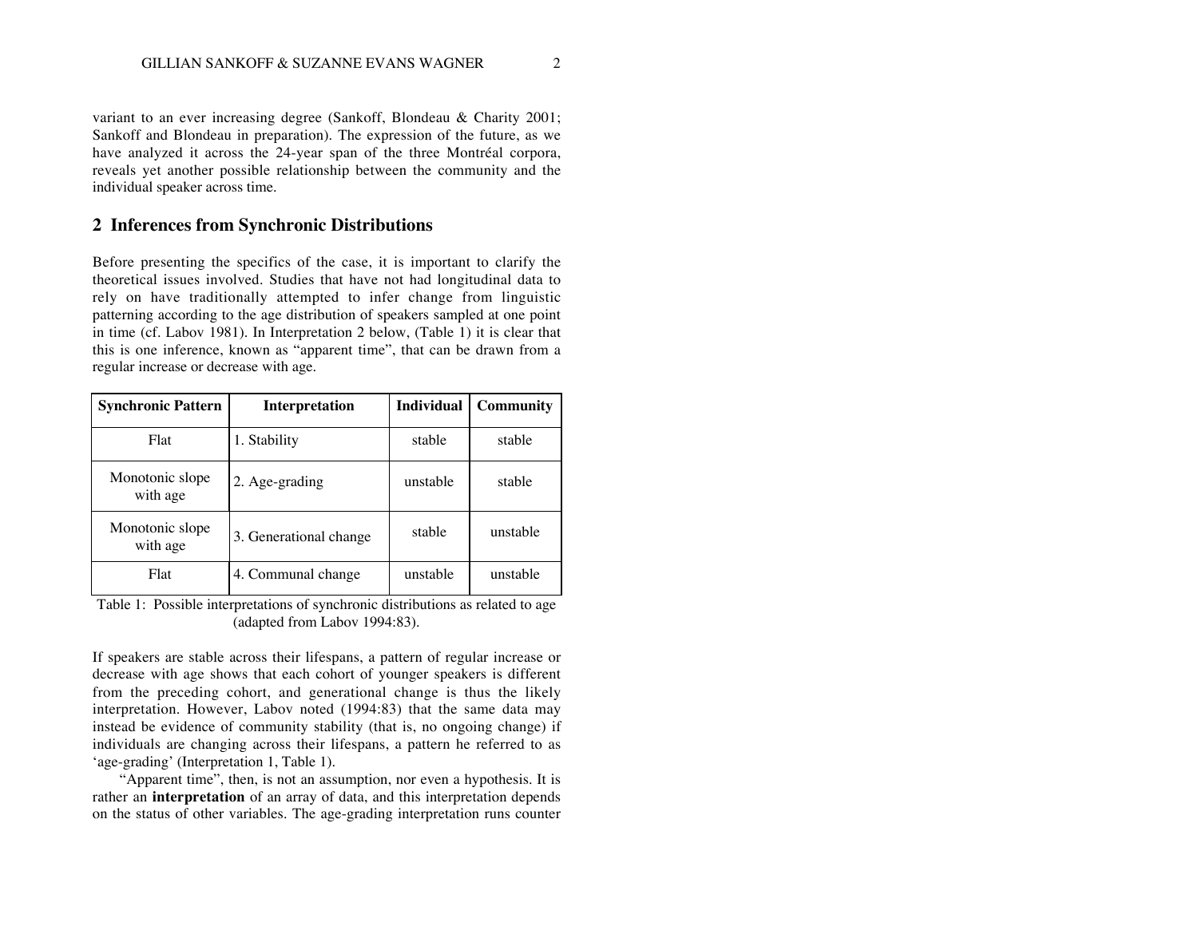variant to an ever increasing degree (Sankoff, Blondeau & Charity 2001; Sankoff and Blondeau in preparation). The expression of the future, as we have analyzed it across the 24-year span of the three Montréal corpora, reveals yet another possible relationship between the community and the individual speaker across time.

## 2 Inferences from Synchronic Distributions

Before presenting the specifics of the case, it is important to clarify the theoretical issues involved. Studies that have not had longitudinal data to rely on have traditionally attempted to infer change from linguistic patterning according to the age distribution of speakers sampled at one point in time (cf. Labov 1981). In Interpretation 2 below, (Table 1) it is clear that this is one inference, known as "apparent time", that can be drawn from a regular increase or decrease with age.

| Synchronic Pattern | Interpretation | Individual | Community |
|---|---|---|---|
| Flat | 1. Stability | stable | stable |
| Monotonic slope with age | 2. Age-grading | unstable | stable |
| Monotonic slope with age | 3. Generational change | stable | unstable |
| Flat | 4. Communal change | unstable | unstable |

Table 1: Possible interpretations of synchronic distributions as related to age (adapted from Labov 1994:83).

If speakers are stable across their lifespans, a pattern of regular increase or decrease with age shows that each cohort of younger speakers is different from the preceding cohort, and generational change is thus the likely interpretation. However, Labov noted (1994:83) that the same data may instead be evidence of community stability (that is, no ongoing change) if individuals are changing across their lifespans, a pattern he referred to as 'age-grading' (Interpretation 1, Table 1).

"Apparent time", then, is not an assumption, nor even a hypothesis. It is rather an **interpretation** of an array of data, and this interpretation depends on the status of other variables. The age-grading interpretation runs counter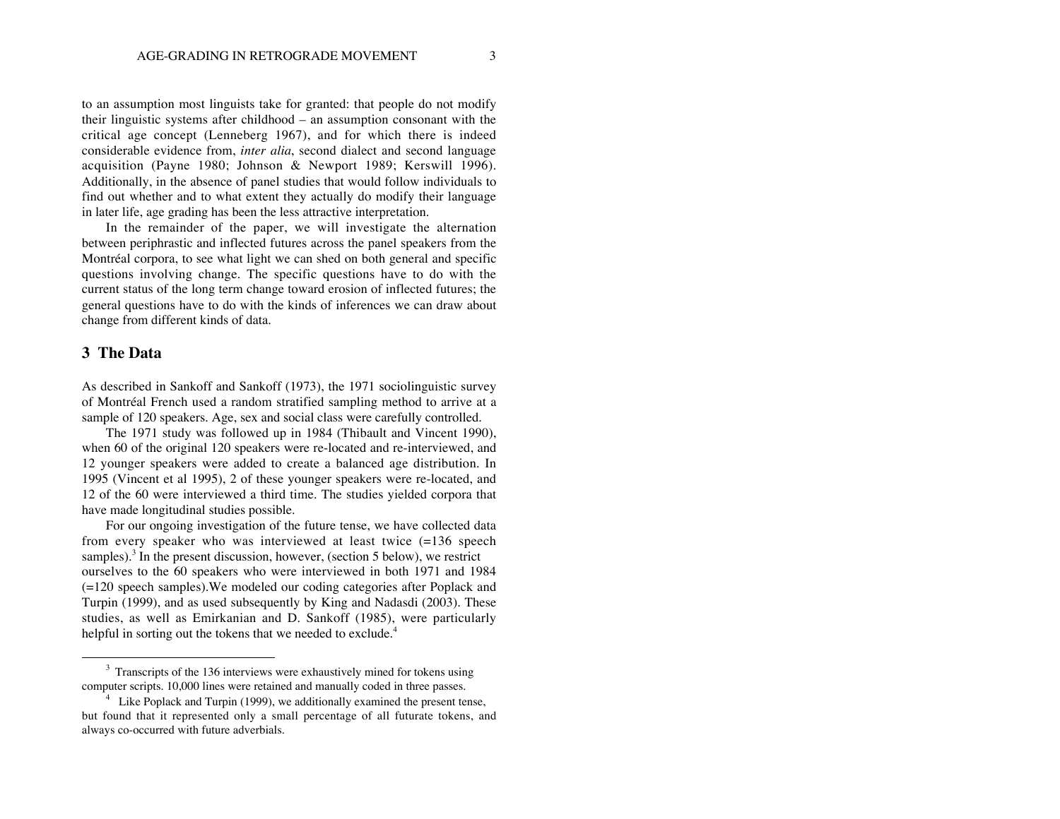to an assumption most linguists take for granted: that people do not modify their linguistic systems after childhood – an assumption consonant with the critical age concept (Lenneberg 1967), and for which there is indeed considerable evidence from, *inter alia*, second dialect and second language acquisition (Payne 1980; Johnson & Newport 1989; Kerswill 1996). Additionally, in the absence of panel studies that would follow individuals to find out whether and to what extent they actually do modify their language in later life, age grading has been the less attractive interpretation.

In the remainder of the paper, we will investigate the alternation between periphrastic and inflected futures across the panel speakers from the Montréal corpora, to see what light we can shed on both general and specific questions involving change. The specific questions have to do with the current status of the long term change toward erosion of inflected futures; the general questions have to do with the kinds of inferences we can draw about change from different kinds of data.

## 3 The Data

As described in Sankoff and Sankoff (1973), the 1971 sociolinguistic survey of Montréal French used a random stratified sampling method to arrive at a sample of 120 speakers. Age, sex and social class were carefully controlled.

The 1971 study was followed up in 1984 (Thibault and Vincent 1990), when 60 of the original 120 speakers were re-located and re-interviewed, and 12 younger speakers were added to create a balanced age distribution. In 1995 (Vincent et al 1995), 2 of these younger speakers were re-located, and 12 of the 60 were interviewed a third time. The studies yielded corpora that have made longitudinal studies possible.

For our ongoing investigation of the future tense, we have collected data from every speaker who was interviewed at least twice (=136 speech samples).[3] In the present discussion, however, (section 5 below), we restrict ourselves to the 60 speakers who were interviewed in both 1971 and 1984 (=120 speech samples).We modeled our coding categories after Poplack and Turpin (1999), and as used subsequently by King and Nadasdi (2003). These studies, as well as Emirkanian and D. Sankoff (1985), were particularly helpful in sorting out the tokens that we needed to exclude.[4]

---

[3] Transcripts of the 136 interviews were exhaustively mined for tokens using computer scripts. 10,000 lines were retained and manually coded in three passes.

[4] Like Poplack and Turpin (1999), we additionally examined the present tense, but found that it represented only a small percentage of all futurate tokens, and always co-occurred with future adverbials.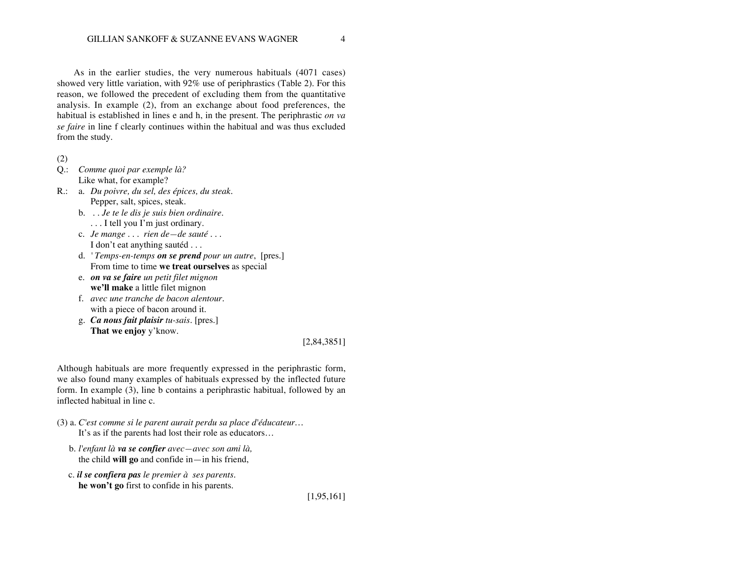As in the earlier studies, the very numerous habituals (4071 cases) showed very little variation, with 92% use of periphrastics (Table 2). For this reason, we followed the precedent of excluding them from the quantitative analysis. In example (2), from an exchange about food preferences, the habitual is established in lines e and h, in the present. The periphrastic *on va se faire* in line f clearly continues within the habitual and was thus excluded from the study.

(2)

Q.: *Comme quoi par exemple là?*
Like what, for example?

R.:
a. *Du poivre, du sel, des épices, du steak.*
Pepper, salt, spices, steak.

b. *. . Je te le dis je suis bien ordinaire.*
. . . I tell you I'm just ordinary.

c. *Je mange . . . rien de—de sauté . . .*
I don't eat anything sautéd . . .

d. *' Temps-en-temps **on se prend** pour un autre*, [pres.]
From time to time **we treat ourselves** as special

e. ***on va se faire** un petit filet mignon*
**we'll make** a little filet mignon

f. *avec une tranche de bacon alentour.*
with a piece of bacon around it.

g. ***Ca nous fait plaisir** tu-sais.* [pres.]
**That we enjoy** y'know.

[2,84,3851]

Although habituals are more frequently expressed in the periphrastic form, we also found many examples of habituals expressed by the inflected future form. In example (3), line b contains a periphrastic habitual, followed by an inflected habitual in line c.

(3) a. *C'est comme si le parent aurait perdu sa place d'éducateur…*
It's as if the parents had lost their role as educators…

b. *l'enfant là **va se confier** avec—avec son ami là,*
the child **will go** and confide in—in his friend,

c. ***il se confiera pas** le premier à ses parents.*
**he won't go** first to confide in his parents.

[1,95,161]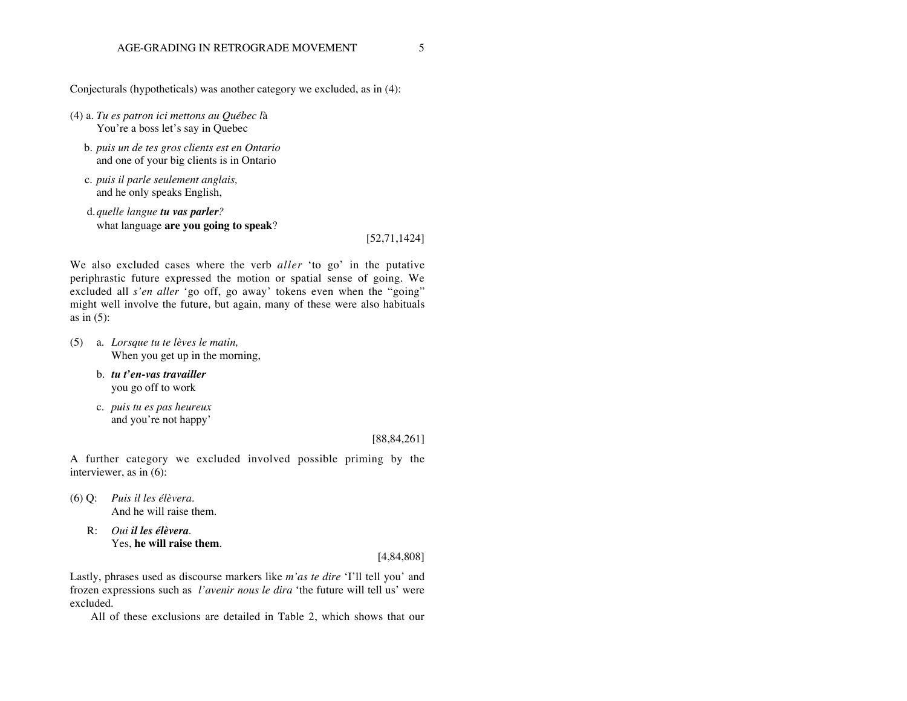Conjecturals (hypotheticals) was another category we excluded, as in (4):

(4) a. *Tu es patron ici mettons au Québec l*à
You're a boss let's say in Quebec

b. *puis un de tes gros clients est en Ontario*
and one of your big clients is in Ontario

c. *puis il parle seulement anglais,*
and he only speaks English,

d. *quelle langue **tu vas parler**?*
what language **are you going to speak**?

[52,71,1424]

We also excluded cases where the verb *aller* 'to go' in the putative periphrastic future expressed the motion or spatial sense of going. We excluded all *s'en aller* 'go off, go away' tokens even when the "going" might well involve the future, but again, many of these were also habituals as in (5):

(5) a. *Lorsque tu te lèves le matin,*
When you get up in the morning,

b. ***tu t'en-vas travailler***
you go off to work

c. *puis tu es pas heureux*
and you're not happy'

[88,84,261]

A further category we excluded involved possible priming by the interviewer, as in (6):

(6) Q: *Puis il les élèvera.*
And he will raise them.

R: *Oui **il les élèvera**.*
Yes, **he will raise them**.

[4,84,808]

Lastly, phrases used as discourse markers like *m'as te dire* 'I'll tell you' and frozen expressions such as *l'avenir nous le dira* 'the future will tell us' were excluded.

All of these exclusions are detailed in Table 2, which shows that our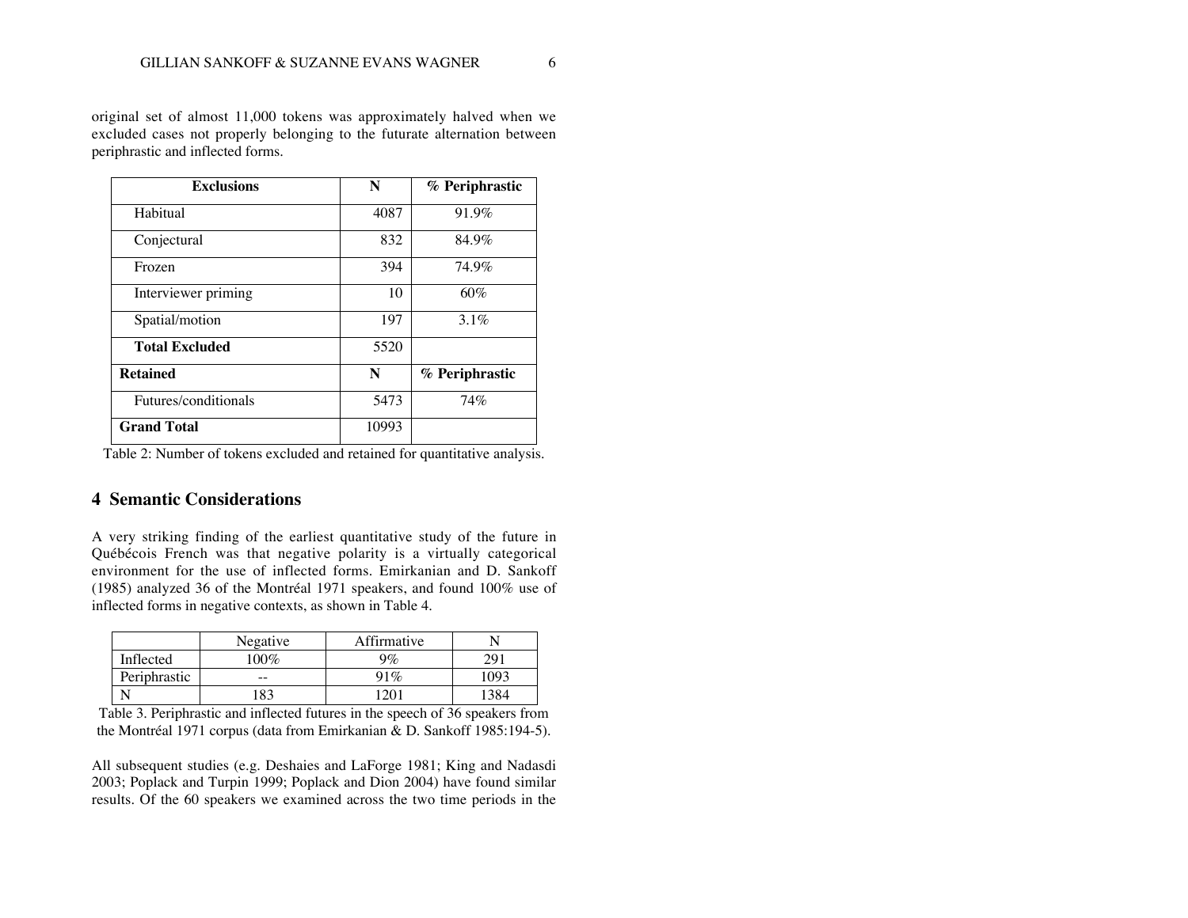original set of almost 11,000 tokens was approximately halved when we excluded cases not properly belonging to the futurate alternation between periphrastic and inflected forms.

| **Exclusions** | **N** | **% Periphrastic** |
|---|---|---|
| Habitual | 4087 | 91.9% |
| Conjectural | 832 | 84.9% |
| Frozen | 394 | 74.9% |
| Interviewer priming | 10 | 60% |
| Spatial/motion | 197 | 3.1% |
| **Total Excluded** | 5520 | |
| **Retained** | **N** | **% Periphrastic** |
| Futures/conditionals | 5473 | 74% |
| **Grand Total** | 10993 | |

Table 2: Number of tokens excluded and retained for quantitative analysis.

## 4 Semantic Considerations

A very striking finding of the earliest quantitative study of the future in Québécois French was that negative polarity is a virtually categorical environment for the use of inflected forms. Emirkanian and D. Sankoff (1985) analyzed 36 of the Montréal 1971 speakers, and found 100% use of inflected forms in negative contexts, as shown in Table 4.

| | Negative | Affirmative | N |
|---|---|---|---|
| Inflected | 100% | 9% | 291 |
| Periphrastic | -- | 91% | 1093 |
| N | 183 | 1201 | 1384 |

Table 3. Periphrastic and inflected futures in the speech of 36 speakers from the Montréal 1971 corpus (data from Emirkanian & D. Sankoff 1985:194-5).

All subsequent studies (e.g. Deshaies and LaForge 1981; King and Nadasdi 2003; Poplack and Turpin 1999; Poplack and Dion 2004) have found similar results. Of the 60 speakers we examined across the two time periods in the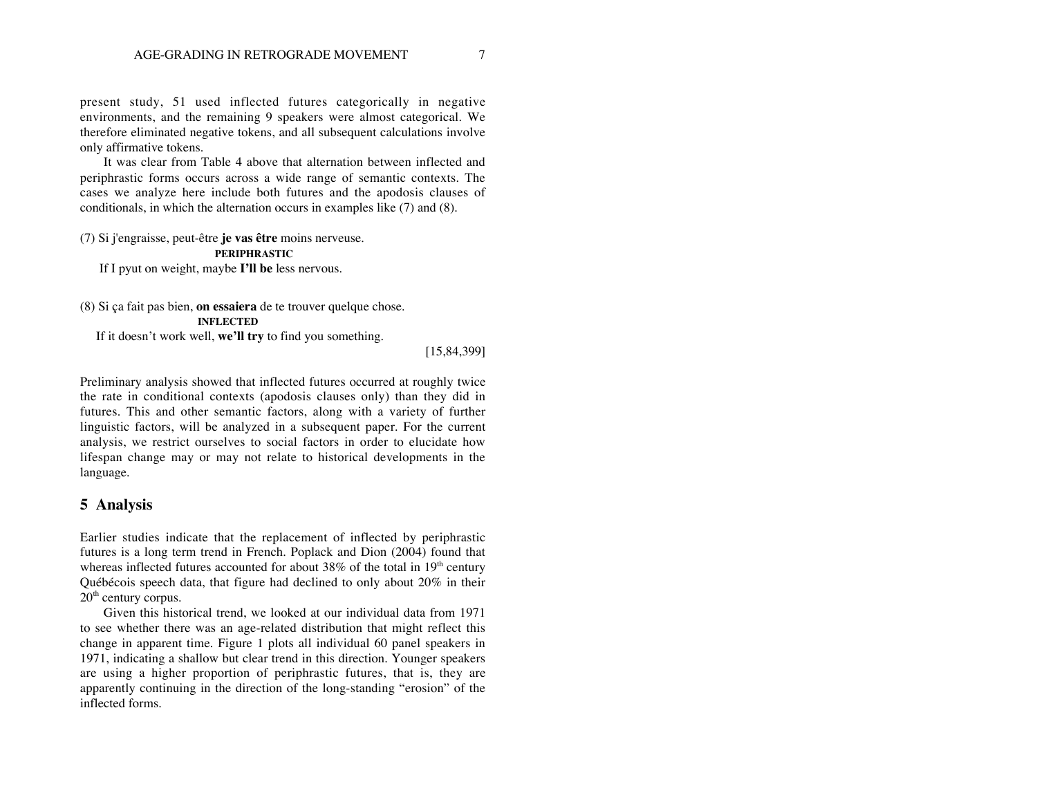present study, 51 used inflected futures categorically in negative environments, and the remaining 9 speakers were almost categorical. We therefore eliminated negative tokens, and all subsequent calculations involve only affirmative tokens.

It was clear from Table 4 above that alternation between inflected and periphrastic forms occurs across a wide range of semantic contexts. The cases we analyze here include both futures and the apodosis clauses of conditionals, in which the alternation occurs in examples like (7) and (8).

(7) Si j'engraisse, peut-être **je vas être** moins nerveuse.
**PERIPHRASTIC**
If I pyut on weight, maybe **I'll be** less nervous.

(8) Si ça fait pas bien, **on essaiera** de te trouver quelque chose.
**INFLECTED**
If it doesn't work well, **we'll try** to find you something.
[15,84,399]

Preliminary analysis showed that inflected futures occurred at roughly twice the rate in conditional contexts (apodosis clauses only) than they did in futures. This and other semantic factors, along with a variety of further linguistic factors, will be analyzed in a subsequent paper. For the current analysis, we restrict ourselves to social factors in order to elucidate how lifespan change may or may not relate to historical developments in the language.

## 5 Analysis

Earlier studies indicate that the replacement of inflected by periphrastic futures is a long term trend in French. Poplack and Dion (2004) found that whereas inflected futures accounted for about 38% of the total in 19th century Québécois speech data, that figure had declined to only about 20% in their 20th century corpus.

Given this historical trend, we looked at our individual data from 1971 to see whether there was an age-related distribution that might reflect this change in apparent time. Figure 1 plots all individual 60 panel speakers in 1971, indicating a shallow but clear trend in this direction. Younger speakers are using a higher proportion of periphrastic futures, that is, they are apparently continuing in the direction of the long-standing "erosion" of the inflected forms.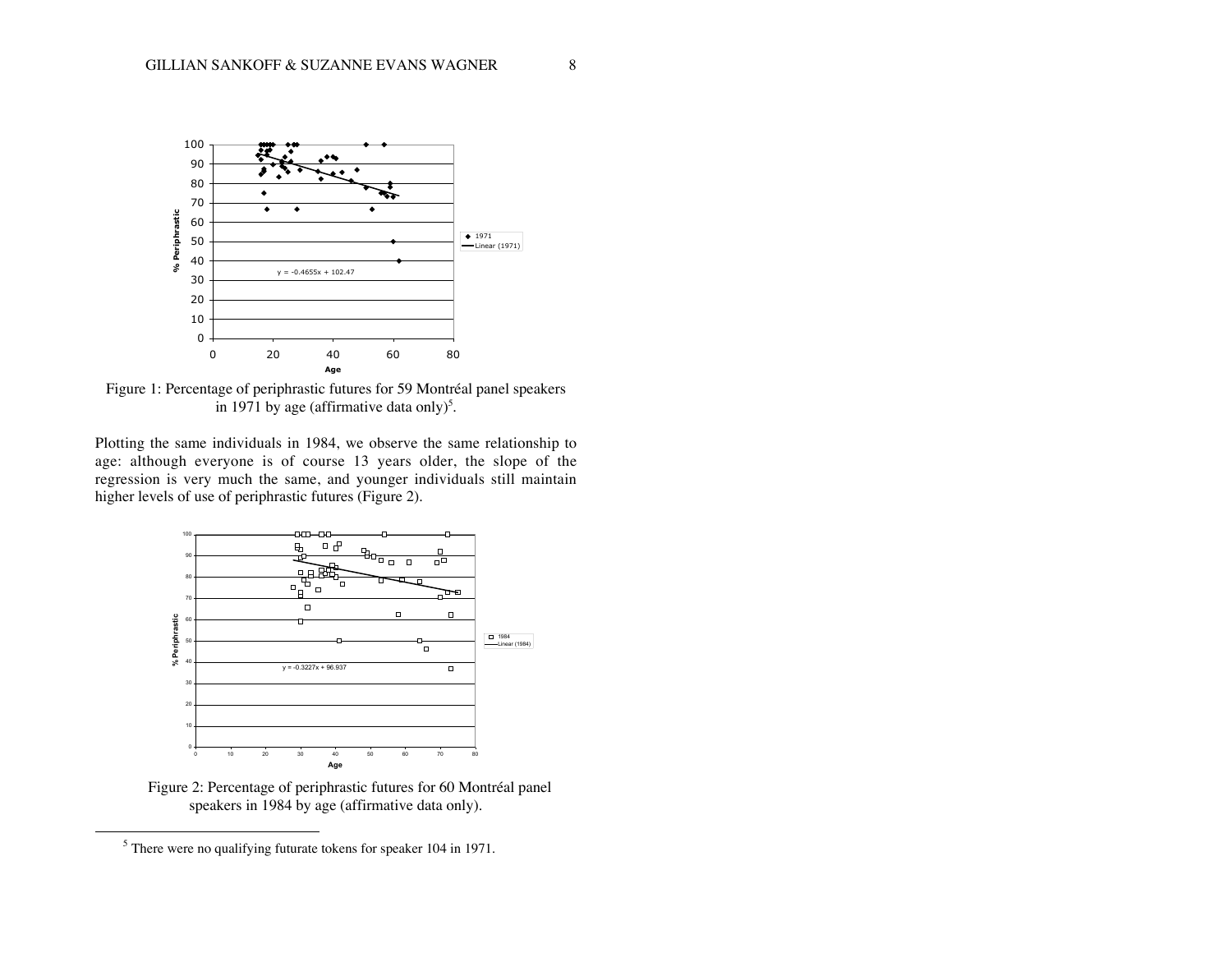Figure 1: Percentage of periphrastic futures for 59 Montréal panel speakers in 1971 by age (affirmative data only)[5].

Plotting the same individuals in 1984, we observe the same relationship to age: although everyone is of course 13 years older, the slope of the regression is very much the same, and younger individuals still maintain higher levels of use of periphrastic futures (Figure 2).

Figure 2: Percentage of periphrastic futures for 60 Montréal panel speakers in 1984 by age (affirmative data only).

[5] There were no qualifying futurate tokens for speaker 104 in 1971.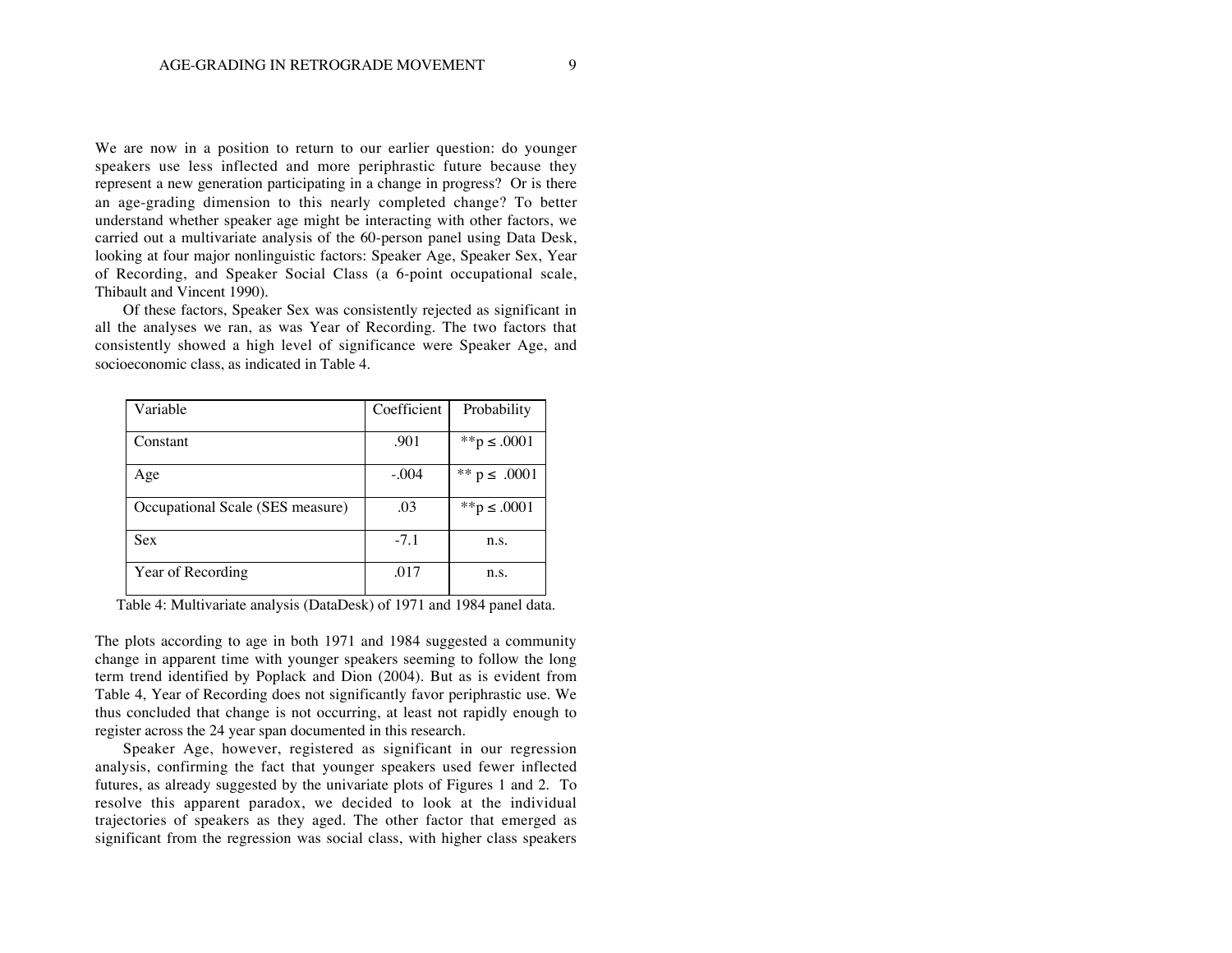We are now in a position to return to our earlier question: do younger speakers use less inflected and more periphrastic future because they represent a new generation participating in a change in progress? Or is there an age-grading dimension to this nearly completed change? To better understand whether speaker age might be interacting with other factors, we carried out a multivariate analysis of the 60-person panel using Data Desk, looking at four major nonlinguistic factors: Speaker Age, Speaker Sex, Year of Recording, and Speaker Social Class (a 6-point occupational scale, Thibault and Vincent 1990).

Of these factors, Speaker Sex was consistently rejected as significant in all the analyses we ran, as was Year of Recording. The two factors that consistently showed a high level of significance were Speaker Age, and socioeconomic class, as indicated in Table 4.

| Variable | Coefficient | Probability |
|---|---|---|
| Constant | .901 | $^{**}p \leq .0001$ |
| Age | -.004 | $^{**}p \leq .0001$ |
| Occupational Scale (SES measure) | .03 | $^{**}p \leq .0001$ |
| Sex | -7.1 | n.s. |
| Year of Recording | .017 | n.s. |

Table 4: Multivariate analysis (DataDesk) of 1971 and 1984 panel data.

The plots according to age in both 1971 and 1984 suggested a community change in apparent time with younger speakers seeming to follow the long term trend identified by Poplack and Dion (2004). But as is evident from Table 4, Year of Recording does not significantly favor periphrastic use. We thus concluded that change is not occurring, at least not rapidly enough to register across the 24 year span documented in this research.

Speaker Age, however, registered as significant in our regression analysis, confirming the fact that younger speakers used fewer inflected futures, as already suggested by the univariate plots of Figures 1 and 2. To resolve this apparent paradox, we decided to look at the individual trajectories of speakers as they aged. The other factor that emerged as significant from the regression was social class, with higher class speakers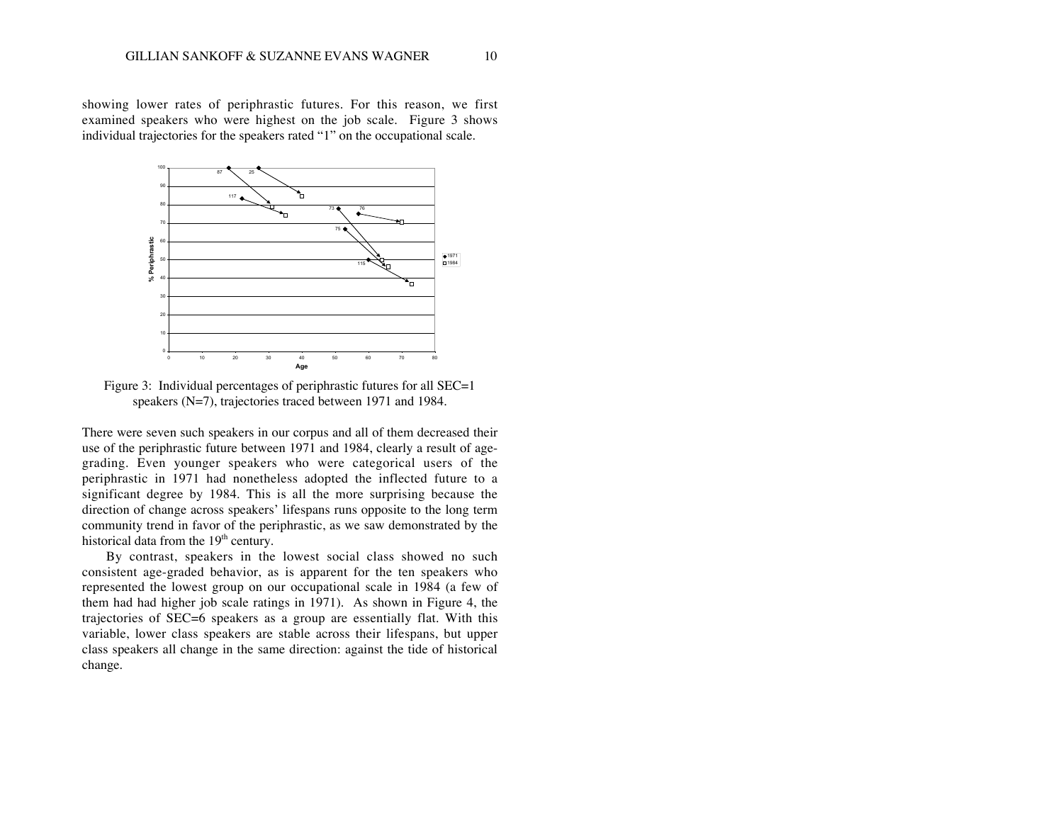showing lower rates of periphrastic futures. For this reason, we first examined speakers who were highest on the job scale. Figure 3 shows individual trajectories for the speakers rated "1" on the occupational scale.

Figure 3: Individual percentages of periphrastic futures for all SEC=1 speakers (N=7), trajectories traced between 1971 and 1984.

There were seven such speakers in our corpus and all of them decreased their use of the periphrastic future between 1971 and 1984, clearly a result of age-grading. Even younger speakers who were categorical users of the periphrastic in 1971 had nonetheless adopted the inflected future to a significant degree by 1984. This is all the more surprising because the direction of change across speakers' lifespans runs opposite to the long term community trend in favor of the periphrastic, as we saw demonstrated by the historical data from the 19th century.

By contrast, speakers in the lowest social class showed no such consistent age-graded behavior, as is apparent for the ten speakers who represented the lowest group on our occupational scale in 1984 (a few of them had had higher job scale ratings in 1971). As shown in Figure 4, the trajectories of SEC=6 speakers as a group are essentially flat. With this variable, lower class speakers are stable across their lifespans, but upper class speakers all change in the same direction: against the tide of historical change.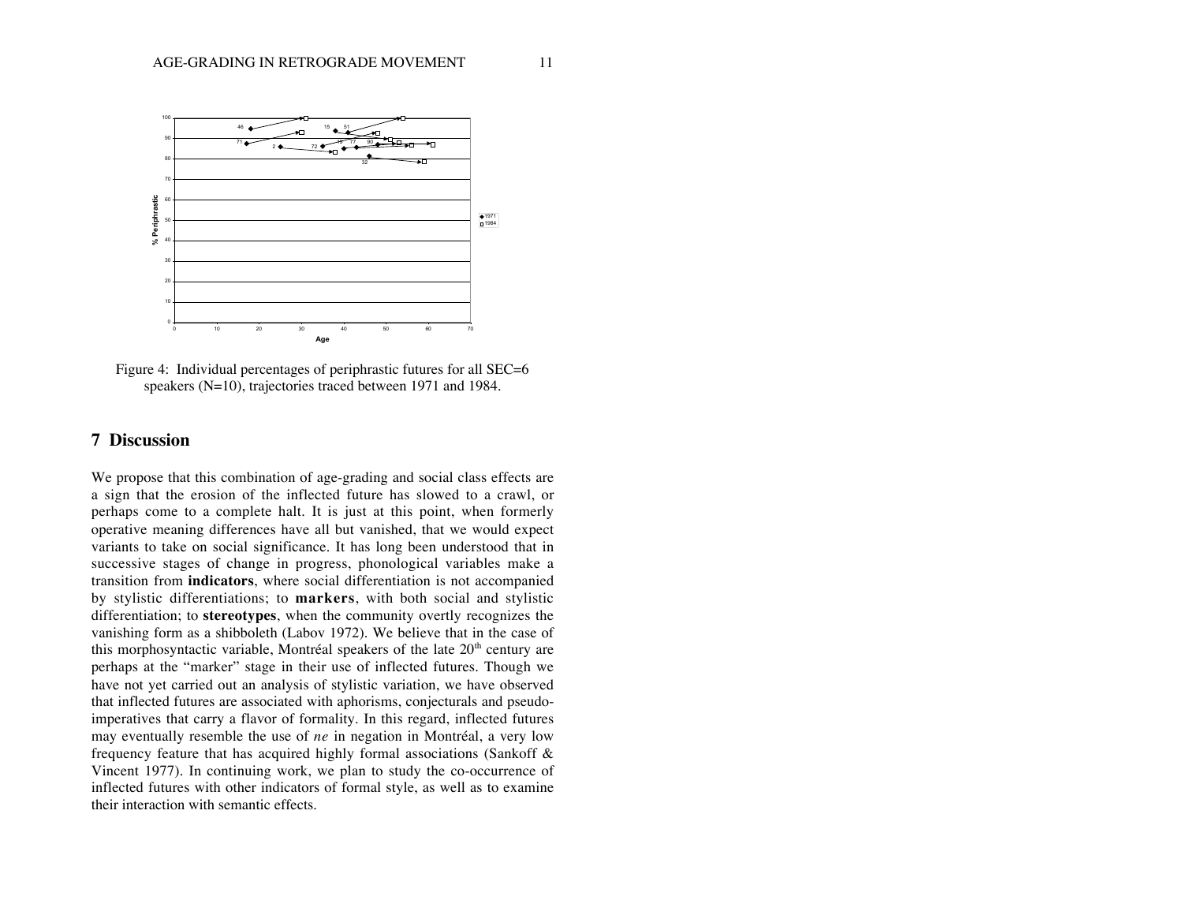Figure 4: Individual percentages of periphrastic futures for all SEC=6 speakers (N=10), trajectories traced between 1971 and 1984.

## 7 Discussion

We propose that this combination of age-grading and social class effects are a sign that the erosion of the inflected future has slowed to a crawl, or perhaps come to a complete halt. It is just at this point, when formerly operative meaning differences have all but vanished, that we would expect variants to take on social significance. It has long been understood that in successive stages of change in progress, phonological variables make a transition from **indicators**, where social differentiation is not accompanied by stylistic differentiations; to **markers**, with both social and stylistic differentiation; to **stereotypes**, when the community overtly recognizes the vanishing form as a shibboleth (Labov 1972). We believe that in the case of this morphosyntactic variable, Montréal speakers of the late 20th century are perhaps at the "marker" stage in their use of inflected futures. Though we have not yet carried out an analysis of stylistic variation, we have observed that inflected futures are associated with aphorisms, conjecturals and pseudo-imperatives that carry a flavor of formality. In this regard, inflected futures may eventually resemble the use of *ne* in negation in Montréal, a very low frequency feature that has acquired highly formal associations (Sankoff & Vincent 1977). In continuing work, we plan to study the co-occurrence of inflected futures with other indicators of formal style, as well as to examine their interaction with semantic effects.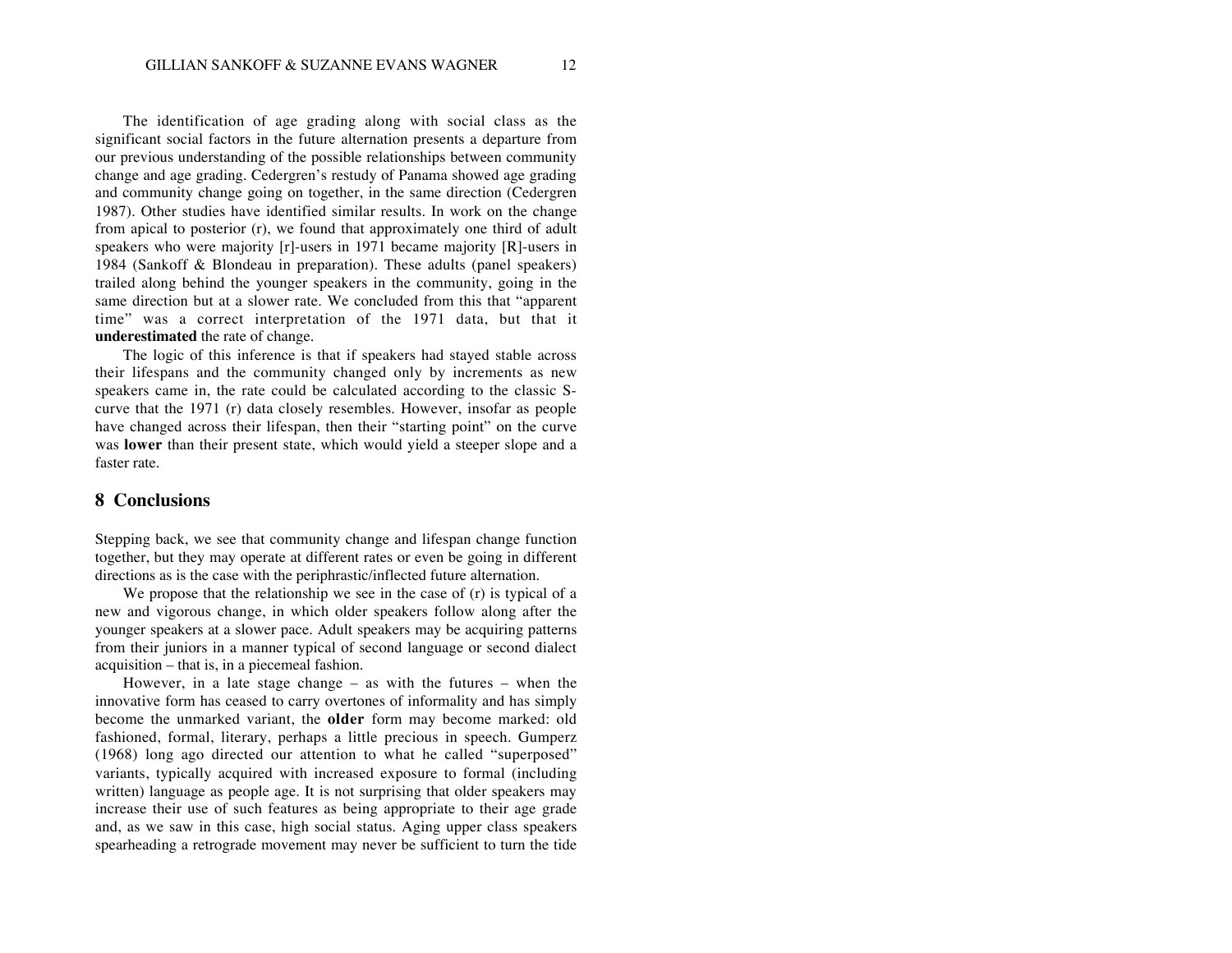The identification of age grading along with social class as the significant social factors in the future alternation presents a departure from our previous understanding of the possible relationships between community change and age grading. Cedergren's restudy of Panama showed age grading and community change going on together, in the same direction (Cedergren 1987). Other studies have identified similar results. In work on the change from apical to posterior (r), we found that approximately one third of adult speakers who were majority [r]-users in 1971 became majority [R]-users in 1984 (Sankoff & Blondeau in preparation). These adults (panel speakers) trailed along behind the younger speakers in the community, going in the same direction but at a slower rate. We concluded from this that "apparent time" was a correct interpretation of the 1971 data, but that it **underestimated** the rate of change.

The logic of this inference is that if speakers had stayed stable across their lifespans and the community changed only by increments as new speakers came in, the rate could be calculated according to the classic S-curve that the 1971 (r) data closely resembles. However, insofar as people have changed across their lifespan, then their "starting point" on the curve was **lower** than their present state, which would yield a steeper slope and a faster rate.

## 8 Conclusions

Stepping back, we see that community change and lifespan change function together, but they may operate at different rates or even be going in different directions as is the case with the periphrastic/inflected future alternation.

We propose that the relationship we see in the case of (r) is typical of a new and vigorous change, in which older speakers follow along after the younger speakers at a slower pace. Adult speakers may be acquiring patterns from their juniors in a manner typical of second language or second dialect acquisition – that is, in a piecemeal fashion.

However, in a late stage change – as with the futures – when the innovative form has ceased to carry overtones of informality and has simply become the unmarked variant, the **older** form may become marked: old fashioned, formal, literary, perhaps a little precious in speech. Gumperz (1968) long ago directed our attention to what he called "superposed" variants, typically acquired with increased exposure to formal (including written) language as people age. It is not surprising that older speakers may increase their use of such features as being appropriate to their age grade and, as we saw in this case, high social status. Aging upper class speakers spearheading a retrograde movement may never be sufficient to turn the tide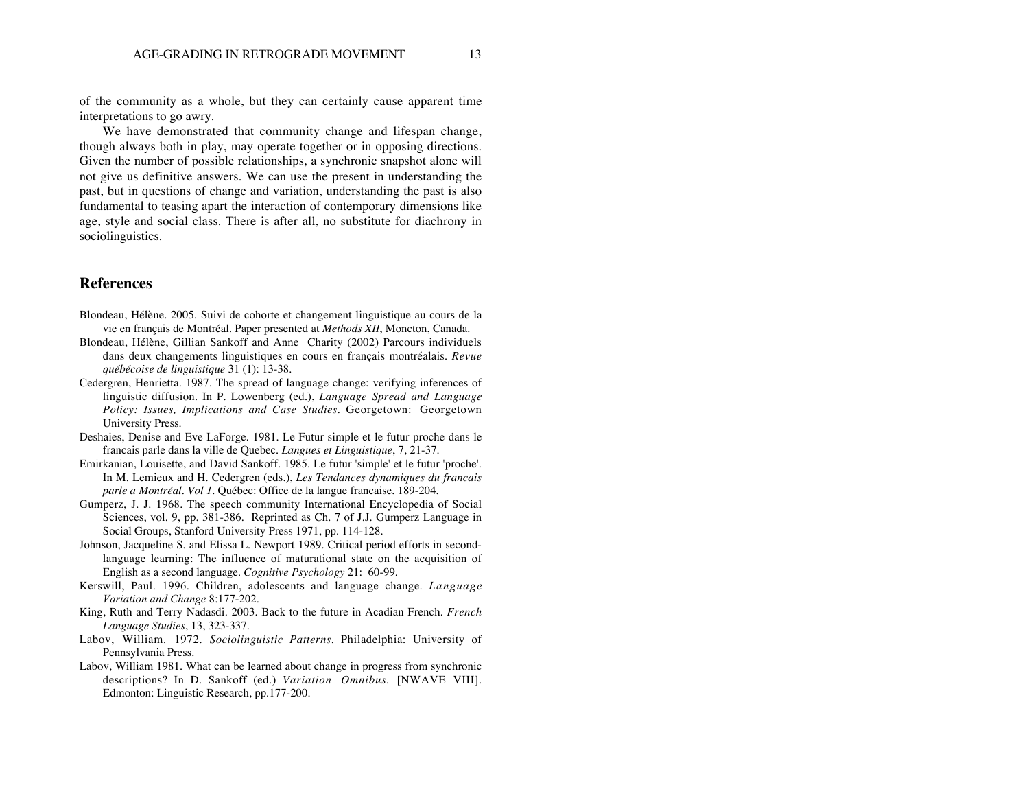of the community as a whole, but they can certainly cause apparent time interpretations to go awry.

We have demonstrated that community change and lifespan change, though always both in play, may operate together or in opposing directions. Given the number of possible relationships, a synchronic snapshot alone will not give us definitive answers. We can use the present in understanding the past, but in questions of change and variation, understanding the past is also fundamental to teasing apart the interaction of contemporary dimensions like age, style and social class. There is after all, no substitute for diachrony in sociolinguistics.

## References

Blondeau, Hélène. 2005. Suivi de cohorte et changement linguistique au cours de la vie en français de Montréal. Paper presented at *Methods XII*, Moncton, Canada.

Blondeau, Hélène, Gillian Sankoff and Anne Charity (2002) Parcours individuels dans deux changements linguistiques en cours en français montréalais. *Revue québécoise de linguistique* 31 (1): 13-38.

Cedergren, Henrietta. 1987. The spread of language change: verifying inferences of linguistic diffusion. In P. Lowenberg (ed.), *Language Spread and Language Policy: Issues, Implications and Case Studies*. Georgetown: Georgetown University Press.

Deshaies, Denise and Eve LaForge. 1981. Le Futur simple et le futur proche dans le francais parle dans la ville de Quebec. *Langues et Linguistique*, 7, 21-37.

Emirkanian, Louisette, and David Sankoff. 1985. Le futur 'simple' et le futur 'proche'. In M. Lemieux and H. Cedergren (eds.), *Les Tendances dynamiques du francais parle a Montréal. Vol 1*. Québec: Office de la langue francaise. 189-204.

Gumperz, J. J. 1968. The speech community International Encyclopedia of Social Sciences, vol. 9, pp. 381-386. Reprinted as Ch. 7 of J.J. Gumperz Language in Social Groups, Stanford University Press 1971, pp. 114-128.

Johnson, Jacqueline S. and Elissa L. Newport 1989. Critical period efforts in second-language learning: The influence of maturational state on the acquisition of English as a second language. *Cognitive Psychology* 21: 60-99.

Kerswill, Paul. 1996. Children, adolescents and language change. *Language Variation and Change* 8:177-202.

King, Ruth and Terry Nadasdi. 2003. Back to the future in Acadian French. *French Language Studies*, 13, 323-337.

Labov, William. 1972. *Sociolinguistic Patterns*. Philadelphia: University of Pennsylvania Press.

Labov, William 1981. What can be learned about change in progress from synchronic descriptions? In D. Sankoff (ed.) *Variation Omnibus*. [NWAVE VIII]. Edmonton: Linguistic Research, pp.177-200.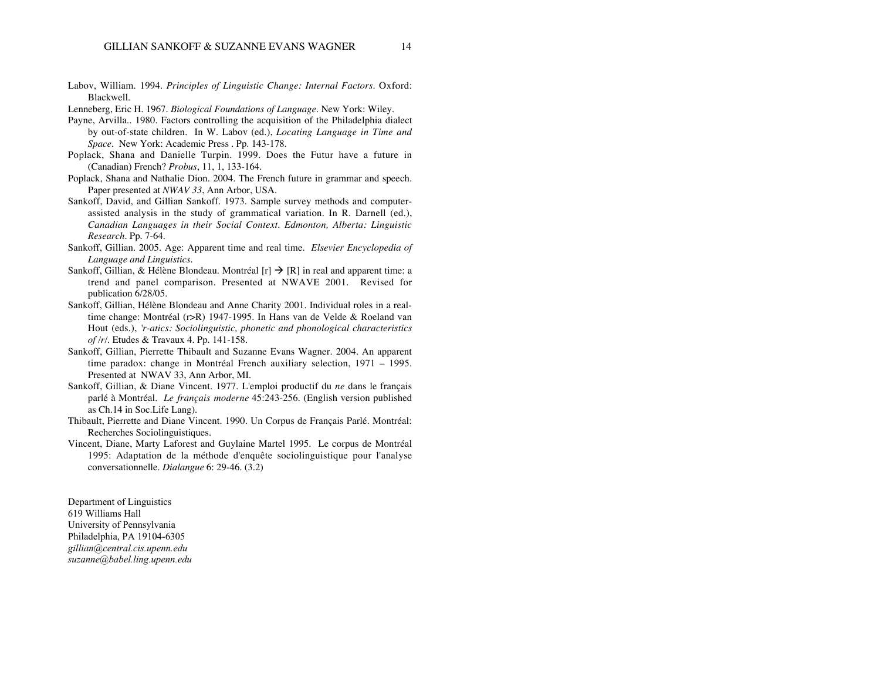Labov, William. 1994. *Principles of Linguistic Change: Internal Factors*. Oxford: Blackwell.

Lenneberg, Eric H. 1967. *Biological Foundations of Language*. New York: Wiley.

Payne, Arvilla.. 1980. Factors controlling the acquisition of the Philadelphia dialect by out-of-state children. In W. Labov (ed.), *Locating Language in Time and Space*. New York: Academic Press . Pp. 143-178.

Poplack, Shana and Danielle Turpin. 1999. Does the Futur have a future in (Canadian) French? *Probus*, 11, 1, 133-164.

Poplack, Shana and Nathalie Dion. 2004. The French future in grammar and speech. Paper presented at *NWAV 33*, Ann Arbor, USA.

Sankoff, David, and Gillian Sankoff. 1973. Sample survey methods and computer-assisted analysis in the study of grammatical variation. In R. Darnell (ed.), *Canadian Languages in their Social Context. Edmonton, Alberta: Linguistic Research*. Pp. 7-64.

Sankoff, Gillian. 2005. Age: Apparent time and real time. *Elsevier Encyclopedia of Language and Linguistics*.

Sankoff, Gillian, & Hélène Blondeau. Montréal [r] → [R] in real and apparent time: a trend and panel comparison. Presented at NWAVE 2001. Revised for publication 6/28/05.

Sankoff, Gillian, Hélène Blondeau and Anne Charity 2001. Individual roles in a real-time change: Montréal (r>R) 1947-1995. In Hans van de Velde & Roeland van Hout (eds.), *'r-atics: Sociolinguistic, phonetic and phonological characteristics of* /r/. Etudes & Travaux 4. Pp. 141-158.

Sankoff, Gillian, Pierrette Thibault and Suzanne Evans Wagner. 2004. An apparent time paradox: change in Montréal French auxiliary selection, 1971 – 1995. Presented at NWAV 33, Ann Arbor, MI.

Sankoff, Gillian, & Diane Vincent. 1977. L'emploi productif du *ne* dans le français parlé à Montréal. *Le français moderne* 45:243-256. (English version published as Ch.14 in Soc.Life Lang).

Thibault, Pierrette and Diane Vincent. 1990. Un Corpus de Français Parlé. Montréal: Recherches Sociolinguistiques.

Vincent, Diane, Marty Laforest and Guylaine Martel 1995. Le corpus de Montréal 1995: Adaptation de la méthode d'enquête sociolinguistique pour l'analyse conversationnelle. *Dialangue* 6: 29-46. (3.2)

Department of Linguistics
619 Williams Hall
University of Pennsylvania
Philadelphia, PA 19104-6305
*gillian@central.cis.upenn.edu*
*suzanne@babel.ling.upenn.edu*